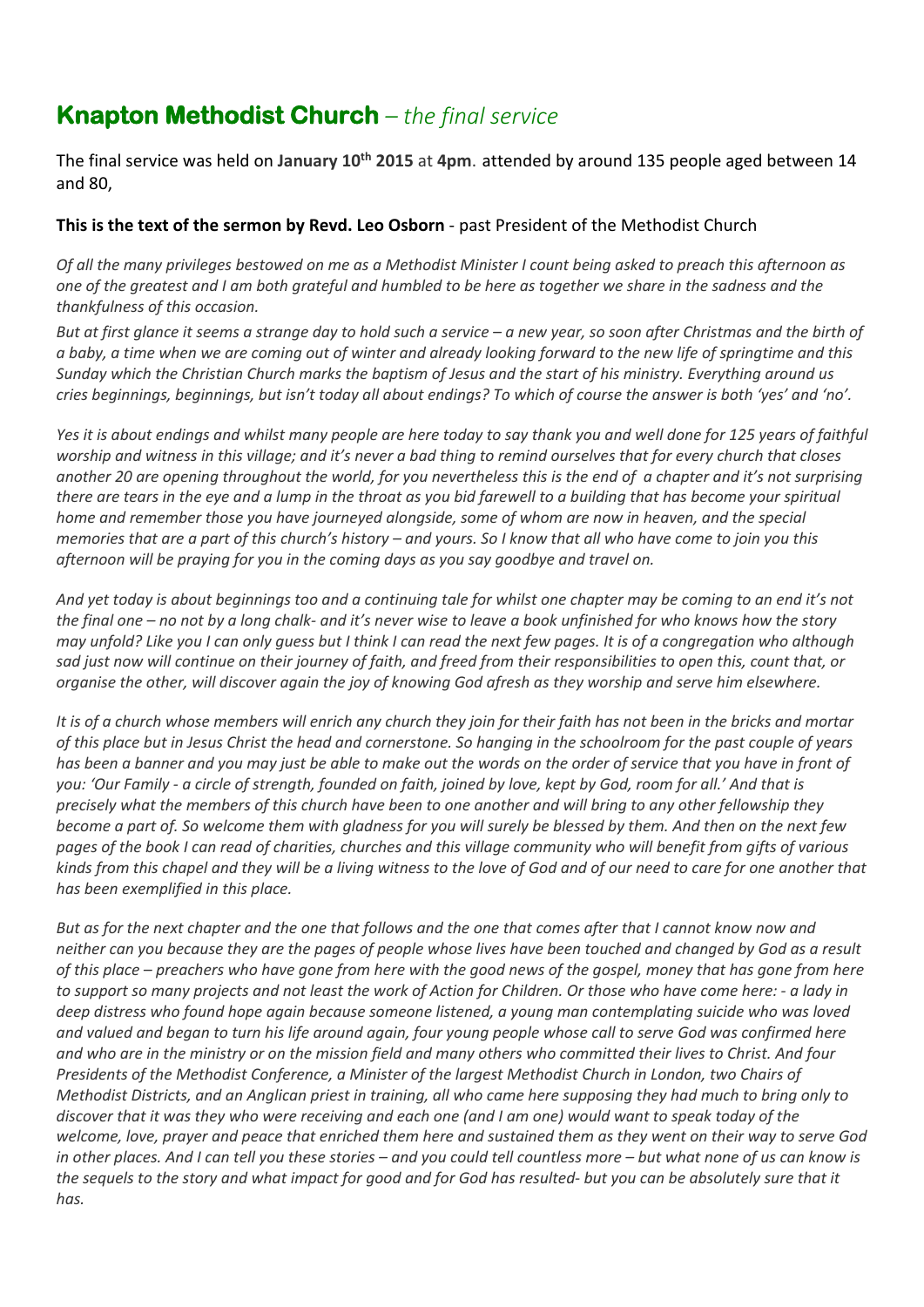# **Knapton Methodist Church** – *the final service*

The final service was held on **January 10th 2015** at **4pm**. attended by around 135 people aged between 14 and 80,

**This is the text of the sermon by Revd. Leo Osborn** - past President of the Methodist Church

*Of all the many privileges bestowed on me as a Methodist Minister I count being asked to preach this afternoon as one of the greatest and I am both grateful and humbled to be here as together we share in the sadness and the thankfulness of this occasion.*

*But at first glance it seems a strange day to hold such a service – a new year, so soon after Christmas and the birth of a baby, a time when we are coming out of winter and already looking forward to the new life of springtime and this Sunday which the Christian Church marks the baptism of Jesus and the start of his ministry. Everything around us cries beginnings, beginnings, but isn't today all about endings? To which of course the answer is both 'yes' and 'no'.*

*Yes it is about endings and whilst many people are here today to say thank you and well done for 125 years of faithful worship and witness in this village; and it's never a bad thing to remind ourselves that for every church that closes another 20 are opening throughout the world, for you nevertheless this is the end of a chapter and it's not surprising there are tears in the eye and a lump in the throat as you bid farewell to a building that has become your spiritual home and remember those you have journeyed alongside, some of whom are now in heaven, and the special memories that are a part of this church's history – and yours. So I know that all who have come to join you this afternoon will be praying for you in the coming days as you say goodbye and travel on.*

*And yet today is about beginnings too and a continuing tale for whilst one chapter may be coming to an end it's not the final one – no not by a long chalk- and it's never wise to leave a book unfinished for who knows how the story may unfold? Like you I can only guess but I think I can read the next few pages. It is of a congregation who although sad just now will continue on their journey of faith, and freed from their responsibilities to open this, count that, or organise the other, will discover again the joy of knowing God afresh as they worship and serve him elsewhere.*

*It is of a church whose members will enrich any church they join for their faith has not been in the bricks and mortar of this place but in Jesus Christ the head and cornerstone. So hanging in the schoolroom for the past couple of years has been a banner and you may just be able to make out the words on the order of service that you have in front of you: 'Our Family - a circle of strength, founded on faith, joined by love, kept by God, room for all.' And that is precisely what the members of this church have been to one another and will bring to any other fellowship they become a part of. So welcome them with gladness for you will surely be blessed by them. And then on the next few pages of the book I can read of charities, churches and this village community who will benefit from gifts of various kinds from this chapel and they will be a living witness to the love of God and of our need to care for one another that has been exemplified in this place.*

*But as for the next chapter and the one that follows and the one that comes after that I cannot know now and neither can you because they are the pages of people whose lives have been touched and changed by God as a result of this place – preachers who have gone from here with the good news of the gospel, money that has gone from here to support so many projects and not least the work of Action for Children. Or those who have come here: - a lady in deep distress who found hope again because someone listened, a young man contemplating suicide who was loved and valued and began to turn his life around again, four young people whose call to serve God was confirmed here and who are in the ministry or on the mission field and many others who committed their lives to Christ. And four Presidents of the Methodist Conference, a Minister of the largest Methodist Church in London, two Chairs of Methodist Districts, and an Anglican priest in training, all who came here supposing they had much to bring only to discover that it was they who were receiving and each one (and I am one) would want to speak today of the welcome, love, prayer and peace that enriched them here and sustained them as they went on their way to serve God in other places. And I can tell you these stories – and you could tell countless more – but what none of us can know is the sequels to the story and what impact for good and for God has resulted- but you can be absolutely sure that it has.*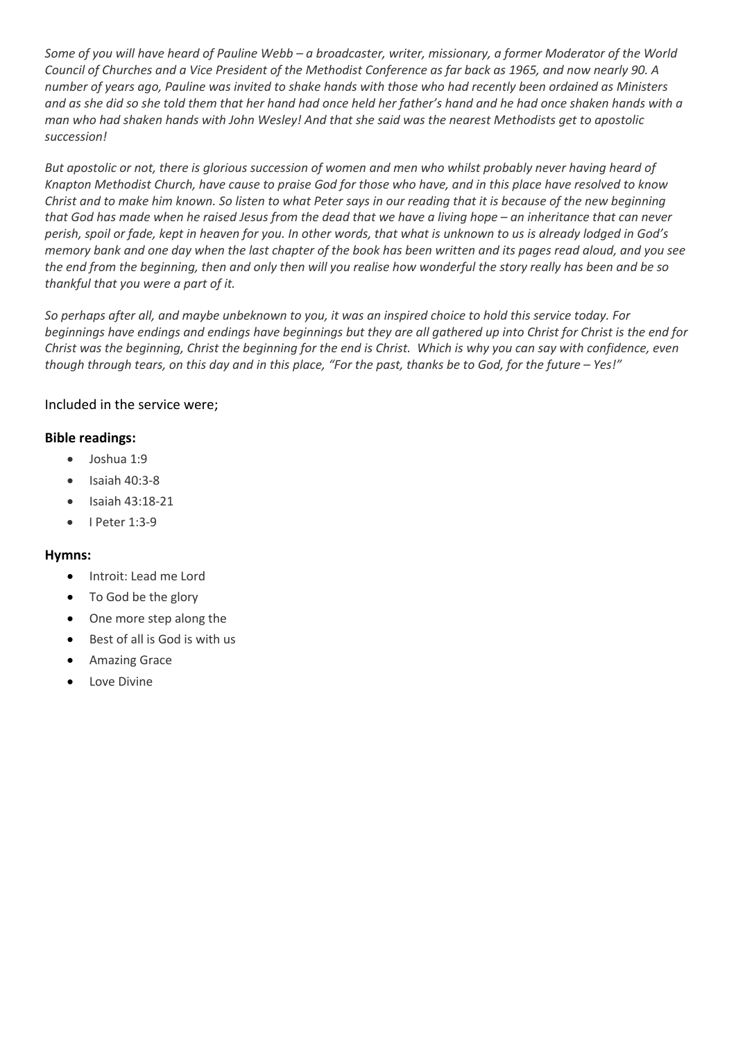*Some of you will have heard of Pauline Webb – a broadcaster, writer, missionary, a former Moderator of the World Council of Churches and a Vice President of the Methodist Conference as far back as 1965, and now nearly 90. A number of years ago, Pauline was invited to shake hands with those who had recently been ordained as Ministers and as she did so she told them that her hand had once held her father's hand and he had once shaken hands with a man who had shaken hands with John Wesley! And that she said was the nearest Methodists get to apostolic succession!*

*But apostolic or not, there is glorious succession of women and men who whilst probably never having heard of Knapton Methodist Church, have cause to praise God for those who have, and in this place have resolved to know Christ and to make him known. So listen to what Peter says in our reading that it is because of the new beginning that God has made when he raised Jesus from the dead that we have a living hope – an inheritance that can never perish, spoil or fade, kept in heaven for you. In other words, that what is unknown to us is already lodged in God's memory bank and one day when the last chapter of the book has been written and its pages read aloud, and you see the end from the beginning, then and only then will you realise how wonderful the story really has been and be so thankful that you were a part of it.*

*So perhaps after all, and maybe unbeknown to you, it was an inspired choice to hold this service today. For beginnings have endings and endings have beginnings but they are all gathered up into Christ for Christ is the end for Christ was the beginning, Christ the beginning for the end is Christ. Which is why you can say with confidence, even though through tears, on this day and in this place, "For the past, thanks be to God, for the future – Yes!"*

Included in the service were;

**Bible readings:**

- Joshua 1:9
- Isaiah 40:3-8
- Isaiah 43:18-21
- I Peter 1:3-9

**Hymns:**

- Introit: Lead me Lord
- To God be the glory
- One more step along the
- Best of all is God is with us
- Amazing Grace
- Love Divine